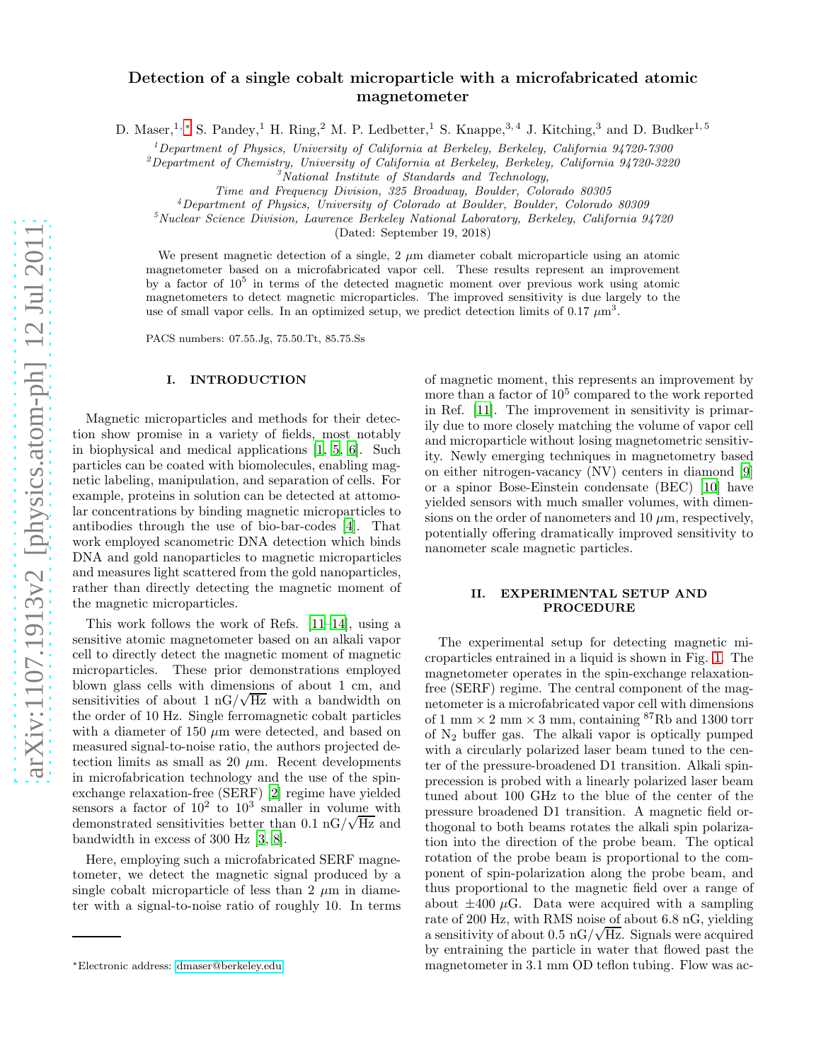# Detection of a single cobalt microparticle with a microfabricated atomic magnetometer

D. Maser,[1,*] S. Pandey,[1] H. Ring,[2] M. P. Ledbetter,[1] S. Knappe,[3,4] J. Kitching,[3] and D. Budker[1,5]

[1] Department of Physics, University of California at Berkeley, Berkeley, California 94720-7300
[2] Department of Chemistry, University of California at Berkeley, Berkeley, California 94720-3220
[3] National Institute of Standards and Technology, Time and Frequency Division, 325 Broadway, Boulder, Colorado 80305
[4] Department of Physics, University of Colorado at Boulder, Boulder, Colorado 80309
[5] Nuclear Science Division, Lawrence Berkeley National Laboratory, Berkeley, California 94720

(Dated: September 19, 2018)

We present magnetic detection of a single, 2 $\mu$m diameter cobalt microparticle using an atomic magnetometer based on a microfabricated vapor cell. These results represent an improvement by a factor of $10^5$ in terms of the detected magnetic moment over previous work using atomic magnetometers to detect magnetic microparticles. The improved sensitivity is due largely to the use of small vapor cells. In an optimized setup, we predict detection limits of 0.17 $\mu$m$^3$.

PACS numbers: 07.55.Jg, 75.50.Tt, 85.75.Ss

## I. INTRODUCTION

Magnetic microparticles and methods for their detection show promise in a variety of fields, most notably in biophysical and medical applications [1, 5, 6]. Such particles can be coated with biomolecules, enabling magnetic labeling, manipulation, and separation of cells. For example, proteins in solution can be detected at attomolar concentrations by binding magnetic microparticles to antibodies through the use of bio-bar-codes [4]. That work employed scanometric DNA detection which binds DNA and gold nanoparticles to magnetic microparticles and measures light scattered from the gold nanoparticles, rather than directly detecting the magnetic moment of the magnetic microparticles.

This work follows the work of Refs. [11–14], using a sensitive atomic magnetometer based on an alkali vapor cell to directly detect the magnetic moment of magnetic microparticles. These prior demonstrations employed blown glass cells with dimensions of about 1 cm, and sensitivities of about 1 nG/$\sqrt{\text{Hz}}$ with a bandwidth on the order of 10 Hz. Single ferromagnetic cobalt particles with a diameter of 150 $\mu$m were detected, and based on measured signal-to-noise ratio, the authors projected detection limits as small as 20 $\mu$m. Recent developments in microfabrication technology and the use of the spin-exchange relaxation-free (SERF) [2] regime have yielded sensors a factor of $10^2$ to $10^3$ smaller in volume with demonstrated sensitivities better than 0.1 nG/$\sqrt{\text{Hz}}$ and bandwidth in excess of 300 Hz [3, 8].

Here, employing such a microfabricated SERF magnetometer, we detect the magnetic signal produced by a single cobalt microparticle of less than 2 $\mu$m in diameter with a signal-to-noise ratio of roughly 10. In terms of magnetic moment, this represents an improvement by more than a factor of $10^5$ compared to the work reported in Ref. [11]. The improvement in sensitivity is primarily due to more closely matching the volume of vapor cell and microparticle without losing magnetometric sensitivity. Newly emerging techniques in magnetometry based on either nitrogen-vacancy (NV) centers in diamond [9] or a spinor Bose-Einstein condensate (BEC) [10] have yielded sensors with much smaller volumes, with dimensions on the order of nanometers and 10 $\mu$m, respectively, potentially offering dramatically improved sensitivity to nanometer scale magnetic particles.

## II. EXPERIMENTAL SETUP AND PROCEDURE

The experimental setup for detecting magnetic microparticles entrained in a liquid is shown in Fig. 1. The magnetometer operates in the spin-exchange relaxation-free (SERF) regime. The central component of the magnetometer is a microfabricated vapor cell with dimensions of 1 mm × 2 mm × 3 mm, containing $^{87}$Rb and 1300 torr of $N_2$ buffer gas. The alkali vapor is optically pumped with a circularly polarized laser beam tuned to the center of the pressure-broadened D1 transition. Alkali spin-precession is probed with a linearly polarized laser beam tuned about 100 GHz to the blue of the center of the pressure broadened D1 transition. A magnetic field orthogonal to both beams rotates the alkali spin polarization into the direction of the probe beam. The optical rotation of the probe beam is proportional to the component of spin-polarization along the probe beam, and thus proportional to the magnetic field over a range of about ±400 $\mu$G. Data were acquired with a sampling rate of 200 Hz, with RMS noise of about 6.8 nG, yielding a sensitivity of about 0.5 nG/$\sqrt{\text{Hz}}$. Signals were acquired by entraining the particle in water that flowed past the magnetometer in 3.1 mm OD teflon tubing. Flow was ac-

*Electronic address: dmaser@berkeley.edu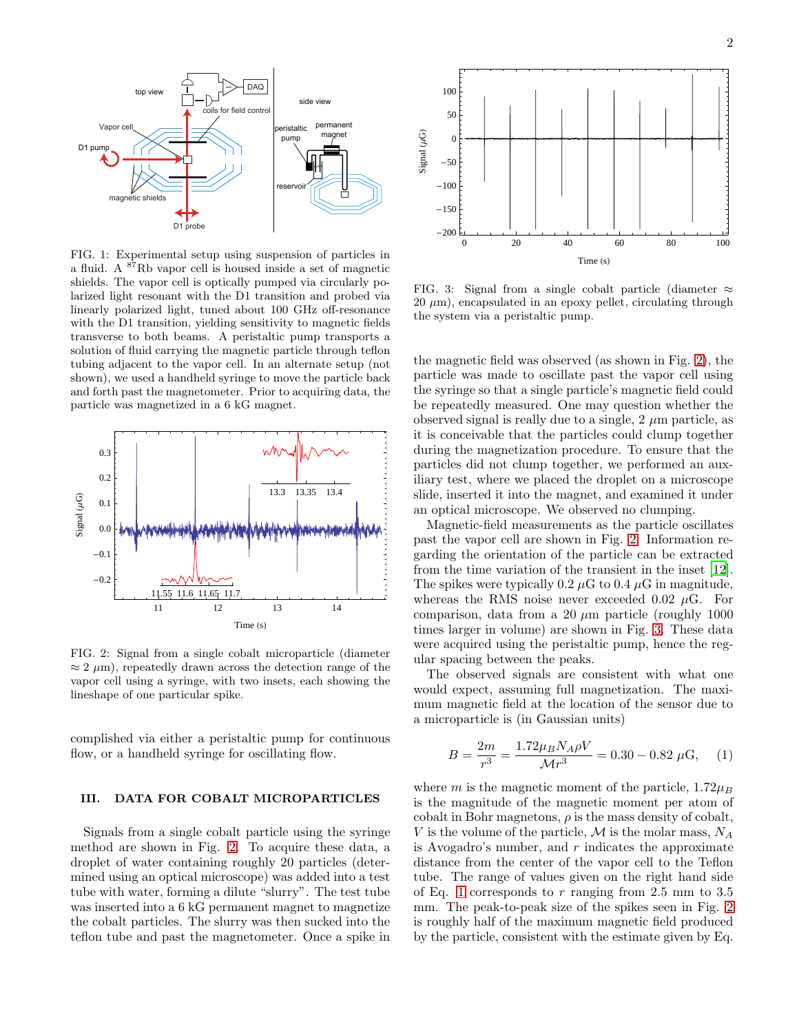FIG. 1: Experimental setup using suspension of particles in a fluid. A $^{87}$Rb vapor cell is housed inside a set of magnetic shields. The vapor cell is optically pumped via circularly polarized light resonant with the D1 transition and probed via linearly polarized light, tuned about 100 GHz off-resonance with the D1 transition, yielding sensitivity to magnetic fields transverse to both beams. A peristaltic pump transports a solution of fluid carrying the magnetic particle through teflon tubing adjacent to the vapor cell. In an alternate setup (not shown), we used a handheld syringe to move the particle back and forth past the magnetometer. Prior to acquiring data, the particle was magnetized in a 6 kG magnet.

FIG. 2: Signal from a single cobalt microparticle (diameter $\approx 2$ $\mu$m), repeatedly drawn across the detection range of the vapor cell using a syringe, with two insets, each showing the lineshape of one particular spike.

complished via either a peristaltic pump for continuous flow, or a handheld syringe for oscillating flow.

## III. DATA FOR COBALT MICROPARTICLES

Signals from a single cobalt particle using the syringe method are shown in Fig. 2. To acquire these data, a droplet of water containing roughly 20 particles (determined using an optical microscope) was added into a test tube with water, forming a dilute "slurry". The test tube was inserted into a 6 kG permanent magnet to magnetize the cobalt particles. The slurry was then sucked into the teflon tube and past the magnetometer. Once a spike in

FIG. 3: Signal from a single cobalt particle (diameter $\approx$ 20 $\mu$m), encapsulated in an epoxy pellet, circulating through the system via a peristaltic pump.

the magnetic field was observed (as shown in Fig. 2), the particle was made to oscillate past the vapor cell using the syringe so that a single particle's magnetic field could be repeatedly measured. One may question whether the observed signal is really due to a single, 2 $\mu$m particle, as it is conceivable that the particles could clump together during the magnetization procedure. To ensure that the particles did not clump together, we performed an auxiliary test, where we placed the droplet on a microscope slide, inserted it into the magnet, and examined it under an optical microscope. We observed no clumping.

Magnetic-field measurements as the particle oscillates past the vapor cell are shown in Fig. 2. Information regarding the orientation of the particle can be extracted from the time variation of the transient in the inset [12]. The spikes were typically 0.2 $\mu$G to 0.4 $\mu$G in magnitude, whereas the RMS noise never exceeded 0.02 $\mu$G. For comparison, data from a 20 $\mu$m particle (roughly 1000 times larger in volume) are shown in Fig. 3. These data were acquired using the peristaltic pump, hence the regular spacing between the peaks.

The observed signals are consistent with what one would expect, assuming full magnetization. The maximum magnetic field at the location of the sensor due to a microparticle is (in Gaussian units)

$$B = \frac{2m}{r^3} = \frac{1.72\mu_B N_A \rho V}{\mathcal{M} r^3} = 0.30 - 0.82\ \mu\text{G}, \quad (1)$$

where $m$ is the magnetic moment of the particle, $1.72\mu_B$ is the magnitude of the magnetic moment per atom of cobalt in Bohr magnetons, $\rho$ is the mass density of cobalt, $V$ is the volume of the particle, $\mathcal{M}$ is the molar mass, $N_A$ is Avogadro's number, and $r$ indicates the approximate distance from the center of the vapor cell to the Teflon tube. The range of values given on the right hand side of Eq. 1 corresponds to $r$ ranging from 2.5 mm to 3.5 mm. The peak-to-peak size of the spikes seen in Fig. 2 is roughly half of the maximum magnetic field produced by the particle, consistent with the estimate given by Eq.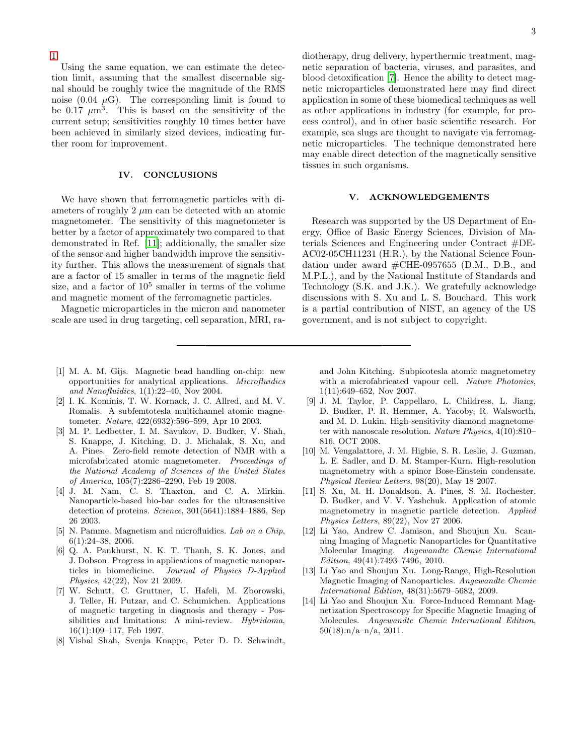1

Using the same equation, we can estimate the detection limit, assuming that the smallest discernable signal should be roughly twice the magnitude of the RMS noise (0.04 $\mu$G). The corresponding limit is found to be 0.17 $\mu$m$^3$. This is based on the sensitivity of the current setup; sensitivities roughly 10 times better have been achieved in similarly sized devices, indicating further room for improvement.

## IV. CONCLUSIONS

We have shown that ferromagnetic particles with diameters of roughly 2 $\mu$m can be detected with an atomic magnetometer. The sensitivity of this magnetometer is better by a factor of approximately two compared to that demonstrated in Ref. [11]; additionally, the smaller size of the sensor and higher bandwidth improve the sensitivity further. This allows the measurement of signals that are a factor of 15 smaller in terms of the magnetic field size, and a factor of $10^5$ smaller in terms of the volume and magnetic moment of the ferromagnetic particles.

Magnetic microparticles in the micron and nanometer scale are used in drug targeting, cell separation, MRI, radiotherapy, drug delivery, hyperthermic treatment, magnetic separation of bacteria, viruses, and parasites, and blood detoxification [7]. Hence the ability to detect magnetic microparticles demonstrated here may find direct application in some of these biomedical techniques as well as other applications in industry (for example, for process control), and in other basic scientific research. For example, sea slugs are thought to navigate via ferromagnetic microparticles. The technique demonstrated here may enable direct detection of the magnetically sensitive tissues in such organisms.

## V. ACKNOWLEDGEMENTS

Research was supported by the US Department of Energy, Office of Basic Energy Sciences, Division of Materials Sciences and Engineering under Contract #DE-AC02-05CH11231 (H.R.), by the National Science Foundation under award #CHE-0957655 (D.M., D.B., and M.P.L.), and by the National Institute of Standards and Technology (S.K. and J.K.). We gratefully acknowledge discussions with S. Xu and L. S. Bouchard. This work is a partial contribution of NIST, an agency of the US government, and is not subject to copyright.

---

[1] M. A. M. Gijs. Magnetic bead handling on-chip: new opportunities for analytical applications. *Microfluidics and Nanofluidics*, 1(1):22–40, Nov 2004.

[2] I. K. Kominis, T. W. Kornack, J. C. Allred, and M. V. Romalis. A subfemtotesla multichannel atomic magnetometer. *Nature*, 422(6932):596–599, Apr 10 2003.

[3] M. P. Ledbetter, I. M. Savukov, D. Budker, V. Shah, S. Knappe, J. Kitching, D. J. Michalak, S. Xu, and A. Pines. Zero-field remote detection of NMR with a microfabricated atomic magnetometer. *Proceedings of the National Academy of Sciences of the United States of America*, 105(7):2286–2290, Feb 19 2008.

[4] J. M. Nam, C. S. Thaxton, and C. A. Mirkin. Nanoparticle-based bio-bar codes for the ultrasensitive detection of proteins. *Science*, 301(5641):1884–1886, Sep 26 2003.

[5] N. Pamme. Magnetism and microfluidics. *Lab on a Chip*, 6(1):24–38, 2006.

[6] Q. A. Pankhurst, N. K. T. Thanh, S. K. Jones, and J. Dobson. Progress in applications of magnetic nanoparticles in biomedicine. *Journal of Physics D-Applied Physics*, 42(22), Nov 21 2009.

[7] W. Schutt, C. Gruttner, U. Hafeli, M. Zborowski, J. Teller, H. Putzar, and C. Schumichen. Applications of magnetic targeting in diagnosis and therapy - Possibilities and limitations: A mini-review. *Hybridoma*, 16(1):109–117, Feb 1997.

[8] Vishal Shah, Svenja Knappe, Peter D. D. Schwindt, and John Kitching. Subpicotesla atomic magnetometry with a microfabricated vapour cell. *Nature Photonics*, 1(11):649–652, Nov 2007.

[9] J. M. Taylor, P. Cappellaro, L. Childress, L. Jiang, D. Budker, P. R. Hemmer, A. Yacoby, R. Walsworth, and M. D. Lukin. High-sensitivity diamond magnetometer with nanoscale resolution. *Nature Physics*, 4(10):810–816, OCT 2008.

[10] M. Vengalattore, J. M. Higbie, S. R. Leslie, J. Guzman, L. E. Sadler, and D. M. Stamper-Kurn. High-resolution magnetometry with a spinor Bose-Einstein condensate. *Physical Review Letters*, 98(20), May 18 2007.

[11] S. Xu, M. H. Donaldson, A. Pines, S. M. Rochester, D. Budker, and V. V. Yashchuk. Application of atomic magnetometry in magnetic particle detection. *Applied Physics Letters*, 89(22), Nov 27 2006.

[12] Li Yao, Andrew C. Jamison, and Shoujun Xu. Scanning Imaging of Magnetic Nanoparticles for Quantitative Molecular Imaging. *Angewandte Chemie International Edition*, 49(41):7493–7496, 2010.

[13] Li Yao and Shoujun Xu. Long-Range, High-Resolution Magnetic Imaging of Nanoparticles. *Angewandte Chemie International Edition*, 48(31):5679–5682, 2009.

[14] Li Yao and Shoujun Xu. Force-Induced Remnant Magnetization Spectroscopy for Specific Magnetic Imaging of Molecules. *Angewandte Chemie International Edition*, 50(18):n/a–n/a, 2011.